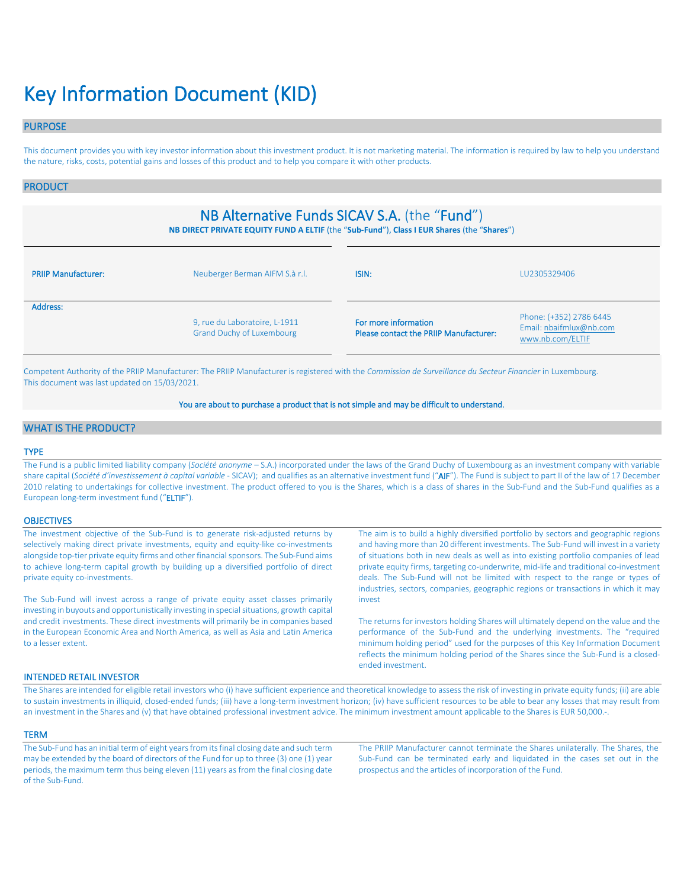# Key Information Document (KID)

## PURPOSE

This document provides you with key investor information about this investment product. It is not marketing material. The information is required by law to help you understand the nature, risks, costs, potential gains and losses of this product and to help you compare it with other products.

## PRODUCT

### NB Alternative Funds SICAV S.A. (the "Fund")

**NB DIRECT PRIVATE EQUITY FUND A ELTIF** (the "**Sub-Fund**"), **Class I EUR Shares** (the "**Shares**")

| | | | |
|---|---|---|---|
| **PRIIP Manufacturer:** | Neuberger Berman AIFM S.à r.l. | **ISIN:** | LU2305329406 |
| **Address:** | 9, rue du Laboratoire, L-1911 Grand Duchy of Luxembourg | **For more information Please contact the PRIIP Manufacturer:** | Phone: (+352) 2786 6445 Email: nbaifmlux@nb.com www.nb.com/ELTIF |

Competent Authority of the PRIIP Manufacturer: The PRIIP Manufacturer is registered with the *Commission de Surveillance du Secteur Financier* in Luxembourg.
This document was last updated on 15/03/2021.

**You are about to purchase a product that is not simple and may be difficult to understand.**

## WHAT IS THE PRODUCT?

### TYPE

The Fund is a public limited liability company (*Société anonyme* – S.A.) incorporated under the laws of the Grand Duchy of Luxembourg as an investment company with variable share capital (*Société d'investissement à capital variable* - SICAV); and qualifies as an alternative investment fund ("**AIF**"). The Fund is subject to part II of the law of 17 December 2010 relating to undertakings for collective investment. The product offered to you is the Shares, which is a class of shares in the Sub-Fund and the Sub-Fund qualifies as a European long-term investment fund ("**ELTIF**").

### OBJECTIVES

The investment objective of the Sub-Fund is to generate risk-adjusted returns by selectively making direct private investments, equity and equity-like co-investments alongside top-tier private equity firms and other financial sponsors. The Sub-Fund aims to achieve long-term capital growth by building up a diversified portfolio of direct private equity co-investments.

The Sub-Fund will invest across a range of private equity asset classes primarily investing in buyouts and opportunistically investing in special situations, growth capital and credit investments. These direct investments will primarily be in companies based in the European Economic Area and North America, as well as Asia and Latin America to a lesser extent.

The aim is to build a highly diversified portfolio by sectors and geographic regions and having more than 20 different investments. The Sub-Fund will invest in a variety of situations both in new deals as well as into existing portfolio companies of lead private equity firms, targeting co-underwrite, mid-life and traditional co-investment deals. The Sub-Fund will not be limited with respect to the range or types of industries, sectors, companies, geographic regions or transactions in which it may invest

The returns for investors holding Shares will ultimately depend on the value and the performance of the Sub-Fund and the underlying investments. The "required minimum holding period" used for the purposes of this Key Information Document reflects the minimum holding period of the Shares since the Sub-Fund is a closed-ended investment.

### INTENDED RETAIL INVESTOR

The Shares are intended for eligible retail investors who (i) have sufficient experience and theoretical knowledge to assess the risk of investing in private equity funds; (ii) are able to sustain investments in illiquid, closed-ended funds; (iii) have a long-term investment horizon; (iv) have sufficient resources to be able to bear any losses that may result from an investment in the Shares and (v) that have obtained professional investment advice. The minimum investment amount applicable to the Shares is EUR 50,000.-.

### TERM

The Sub-Fund has an initial term of eight years from its final closing date and such term may be extended by the board of directors of the Fund for up to three (3) one (1) year periods, the maximum term thus being eleven (11) years as from the final closing date of the Sub-Fund.

The PRIIP Manufacturer cannot terminate the Shares unilaterally. The Shares, the Sub-Fund can be terminated early and liquidated in the cases set out in the prospectus and the articles of incorporation of the Fund.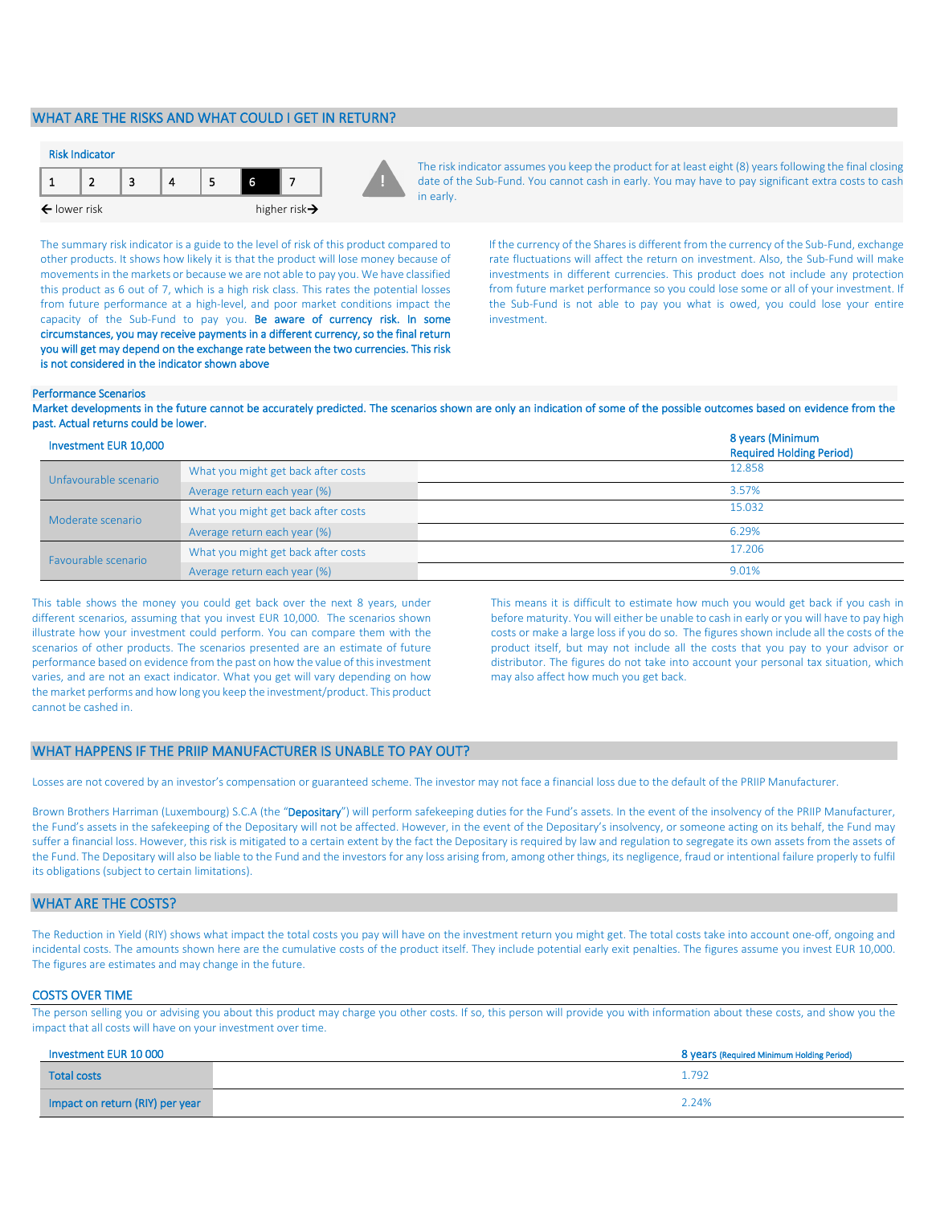## WHAT ARE THE RISKS AND WHAT COULD I GET IN RETURN?

### Risk Indicator

| 1 | 2 | 3 | 4 | 5 | 6 | 7 |
|---|---|---|---|---|---|---|

← lower risk higher risk →

The risk indicator assumes you keep the product for at least eight (8) years following the final closing date of the Sub-Fund. You cannot cash in early. You may have to pay significant extra costs to cash in early.

The summary risk indicator is a guide to the level of risk of this product compared to other products. It shows how likely it is that the product will lose money because of movements in the markets or because we are not able to pay you. We have classified this product as 6 out of 7, which is a high risk class. This rates the potential losses from future performance at a high-level, and poor market conditions impact the capacity of the Sub-Fund to pay you. **Be aware of currency risk. In some circumstances, you may receive payments in a different currency, so the final return you will get may depend on the exchange rate between the two currencies. This risk is not considered in the indicator shown above**

If the currency of the Shares is different from the currency of the Sub-Fund, exchange rate fluctuations will affect the return on investment. Also, the Sub-Fund will make investments in different currencies. This product does not include any protection from future market performance so you could lose some or all of your investment. If the Sub-Fund is not able to pay you what is owed, you could lose your entire investment.

### Performance Scenarios

**Market developments in the future cannot be accurately predicted. The scenarios shown are only an indication of some of the possible outcomes based on evidence from the past. Actual returns could be lower.**

| Investment EUR 10,000 | | 8 years (Minimum Required Holding Period) |
|---|---|---|
| Unfavourable scenario | What you might get back after costs | 12.858 |
| | Average return each year (%) | 3.57% |
| Moderate scenario | What you might get back after costs | 15.032 |
| | Average return each year (%) | 6.29% |
| Favourable scenario | What you might get back after costs | 17.206 |
| | Average return each year (%) | 9.01% |

This table shows the money you could get back over the next 8 years, under different scenarios, assuming that you invest EUR 10,000. The scenarios shown illustrate how your investment could perform. You can compare them with the scenarios of other products. The scenarios presented are an estimate of future performance based on evidence from the past on how the value of this investment varies, and are not an exact indicator. What you get will vary depending on how the market performs and how long you keep the investment/product. This product cannot be cashed in.

This means it is difficult to estimate how much you would get back if you cash in before maturity. You will either be unable to cash in early or you will have to pay high costs or make a large loss if you do so. The figures shown include all the costs of the product itself, but may not include all the costs that you pay to your advisor or distributor. The figures do not take into account your personal tax situation, which may also affect how much you get back.

## WHAT HAPPENS IF THE PRIIP MANUFACTURER IS UNABLE TO PAY OUT?

Losses are not covered by an investor's compensation or guaranteed scheme. The investor may not face a financial loss due to the default of the PRIIP Manufacturer.

Brown Brothers Harriman (Luxembourg) S.C.A (the "**Depositary**") will perform safekeeping duties for the Fund's assets. In the event of the insolvency of the PRIIP Manufacturer, the Fund's assets in the safekeeping of the Depositary will not be affected. However, in the event of the Depositary's insolvency, or someone acting on its behalf, the Fund may suffer a financial loss. However, this risk is mitigated to a certain extent by the fact the Depositary is required by law and regulation to segregate its own assets from the assets of the Fund. The Depositary will also be liable to the Fund and the investors for any loss arising from, among other things, its negligence, fraud or intentional failure properly to fulfil its obligations (subject to certain limitations).

## WHAT ARE THE COSTS?

The Reduction in Yield (RIY) shows what impact the total costs you pay will have on the investment return you might get. The total costs take into account one-off, ongoing and incidental costs. The amounts shown here are the cumulative costs of the product itself. They include potential early exit penalties. The figures assume you invest EUR 10,000. The figures are estimates and may change in the future.

### COSTS OVER TIME

The person selling you or advising you about this product may charge you other costs. If so, this person will provide you with information about these costs, and show you the impact that all costs will have on your investment over time.

| Investment EUR 10 000 | 8 years (Required Minimum Holding Period) |
|---|---|
| Total costs | 1.792 |
| Impact on return (RIY) per year | 2.24% |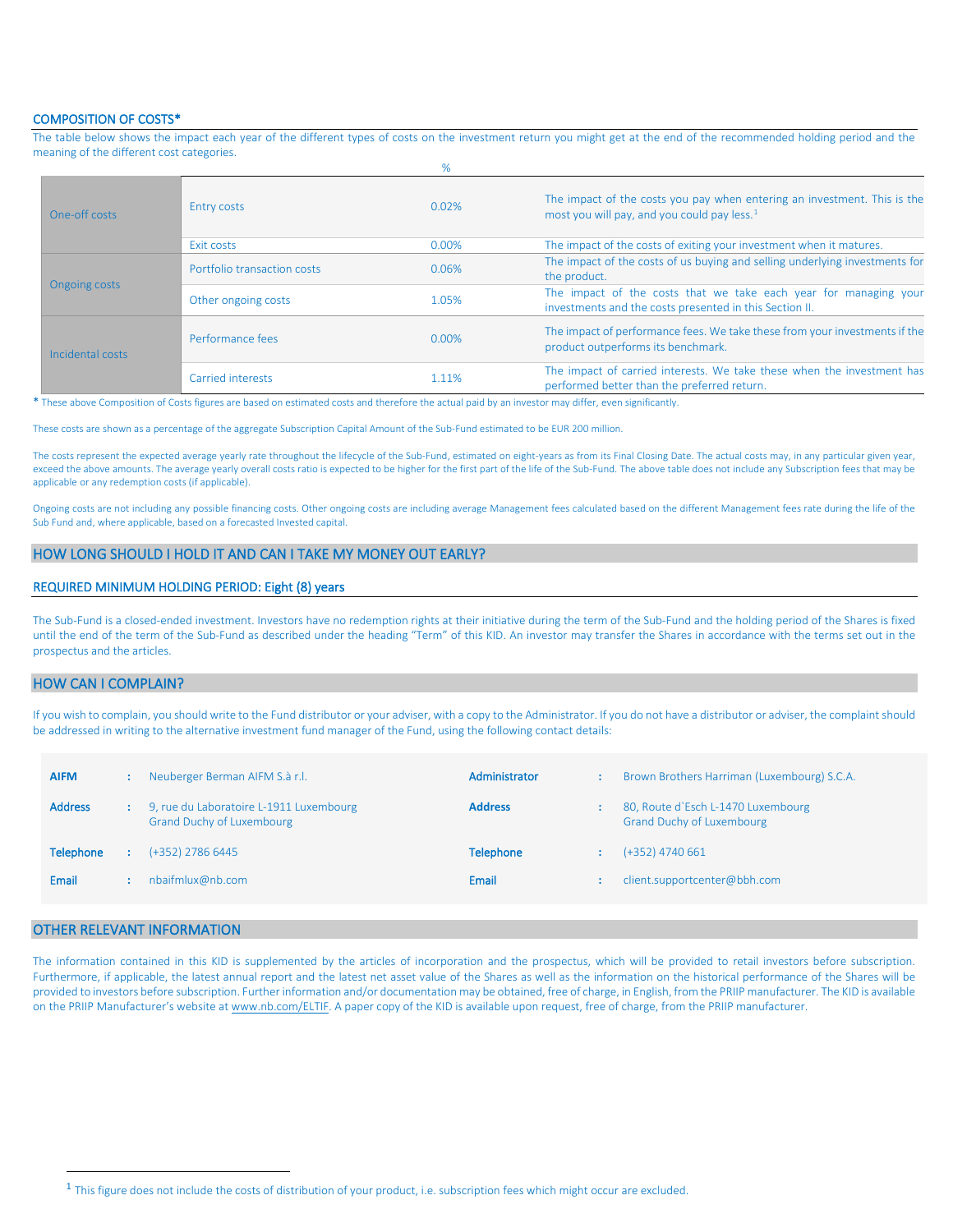## COMPOSITION OF COSTS*

The table below shows the impact each year of the different types of costs on the investment return you might get at the end of the recommended holding period and the meaning of the different cost categories.

| | | % | |
|---|---|---|---|
| One-off costs | Entry costs | 0.02% | The impact of the costs you pay when entering an investment. This is the most you will pay, and you could pay less.[1] |
| | Exit costs | 0.00% | The impact of the costs of exiting your investment when it matures. |
| Ongoing costs | Portfolio transaction costs | 0.06% | The impact of the costs of us buying and selling underlying investments for the product. |
| | Other ongoing costs | 1.05% | The impact of the costs that we take each year for managing your investments and the costs presented in this Section II. |
| Incidental costs | Performance fees | 0.00% | The impact of performance fees. We take these from your investments if the product outperforms its benchmark. |
| | Carried interests | 1.11% | The impact of carried interests. We take these when the investment has performed better than the preferred return. |

* These above Composition of Costs figures are based on estimated costs and therefore the actual paid by an investor may differ, even significantly.

These costs are shown as a percentage of the aggregate Subscription Capital Amount of the Sub-Fund estimated to be EUR 200 million.

The costs represent the expected average yearly rate throughout the lifecycle of the Sub-Fund, estimated on eight-years as from its Final Closing Date. The actual costs may, in any particular given year, exceed the above amounts. The average yearly overall costs ratio is expected to be higher for the first part of the life of the Sub-Fund. The above table does not include any Subscription fees that may be applicable or any redemption costs (if applicable).

Ongoing costs are not including any possible financing costs. Other ongoing costs are including average Management fees calculated based on the different Management fees rate during the life of the Sub Fund and, where applicable, based on a forecasted Invested capital.

## HOW LONG SHOULD I HOLD IT AND CAN I TAKE MY MONEY OUT EARLY?

### REQUIRED MINIMUM HOLDING PERIOD: Eight (8) years

The Sub-Fund is a closed-ended investment. Investors have no redemption rights at their initiative during the term of the Sub-Fund and the holding period of the Shares is fixed until the end of the term of the Sub-Fund as described under the heading "Term" of this KID. An investor may transfer the Shares in accordance with the terms set out in the prospectus and the articles.

## HOW CAN I COMPLAIN?

If you wish to complain, you should write to the Fund distributor or your adviser, with a copy to the Administrator. If you do not have a distributor or adviser, the complaint should be addressed in writing to the alternative investment fund manager of the Fund, using the following contact details:

| | | | |
|---|---|---|---|
| **AIFM** | Neuberger Berman AIFM S.à r.l. | **Administrator** | Brown Brothers Harriman (Luxembourg) S.C.A. |
| **Address** | 9, rue du Laboratoire L-1911 Luxembourg Grand Duchy of Luxembourg | **Address** | 80, Route d`Esch L-1470 Luxembourg Grand Duchy of Luxembourg |
| **Telephone** | (+352) 2786 6445 | **Telephone** | (+352) 4740 661 |
| **Email** | nbaifmlux@nb.com | **Email** | client.supportcenter@bbh.com |

## OTHER RELEVANT INFORMATION

The information contained in this KID is supplemented by the articles of incorporation and the prospectus, which will be provided to retail investors before subscription. Furthermore, if applicable, the latest annual report and the latest net asset value of the Shares as well as the information on the historical performance of the Shares will be provided to investors before subscription. Further information and/or documentation may be obtained, free of charge, in English, from the PRIIP manufacturer. The KID is available on the PRIIP Manufacturer's website at www.nb.com/ELTIF. A paper copy of the KID is available upon request, free of charge, from the PRIIP manufacturer.

[1] This figure does not include the costs of distribution of your product, i.e. subscription fees which might occur are excluded.